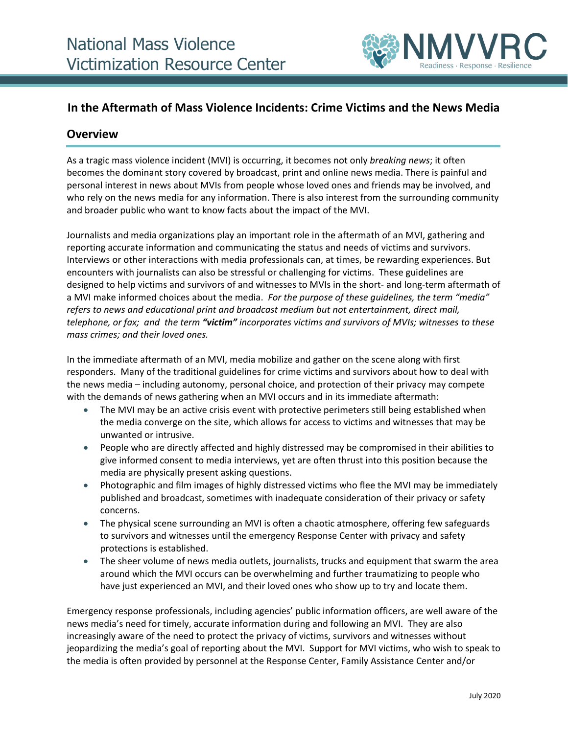# National Mass Violence Victimization Resource Center

NMVVRC
Readiness · Response · Resilience

## In the Aftermath of Mass Violence Incidents: Crime Victims and the News Media

### Overview

As a tragic mass violence incident (MVI) is occurring, it becomes not only *breaking news*; it often becomes the dominant story covered by broadcast, print and online news media. There is painful and personal interest in news about MVIs from people whose loved ones and friends may be involved, and who rely on the news media for any information. There is also interest from the surrounding community and broader public who want to know facts about the impact of the MVI.

Journalists and media organizations play an important role in the aftermath of an MVI, gathering and reporting accurate information and communicating the status and needs of victims and survivors. Interviews or other interactions with media professionals can, at times, be rewarding experiences. But encounters with journalists can also be stressful or challenging for victims. These guidelines are designed to help victims and survivors of and witnesses to MVIs in the short- and long-term aftermath of a MVI make informed choices about the media. *For the purpose of these guidelines, the term "media" refers to news and educational print and broadcast medium but not entertainment, direct mail, telephone, or fax; and the term **"victim"** incorporates victims and survivors of MVIs; witnesses to these mass crimes; and their loved ones.*

In the immediate aftermath of an MVI, media mobilize and gather on the scene along with first responders. Many of the traditional guidelines for crime victims and survivors about how to deal with the news media – including autonomy, personal choice, and protection of their privacy may compete with the demands of news gathering when an MVI occurs and in its immediate aftermath:

- The MVI may be an active crisis event with protective perimeters still being established when the media converge on the site, which allows for access to victims and witnesses that may be unwanted or intrusive.
- People who are directly affected and highly distressed may be compromised in their abilities to give informed consent to media interviews, yet are often thrust into this position because the media are physically present asking questions.
- Photographic and film images of highly distressed victims who flee the MVI may be immediately published and broadcast, sometimes with inadequate consideration of their privacy or safety concerns.
- The physical scene surrounding an MVI is often a chaotic atmosphere, offering few safeguards to survivors and witnesses until the emergency Response Center with privacy and safety protections is established.
- The sheer volume of news media outlets, journalists, trucks and equipment that swarm the area around which the MVI occurs can be overwhelming and further traumatizing to people who have just experienced an MVI, and their loved ones who show up to try and locate them.

Emergency response professionals, including agencies' public information officers, are well aware of the news media's need for timely, accurate information during and following an MVI. They are also increasingly aware of the need to protect the privacy of victims, survivors and witnesses without jeopardizing the media's goal of reporting about the MVI. Support for MVI victims, who wish to speak to the media is often provided by personnel at the Response Center, Family Assistance Center and/or

July 2020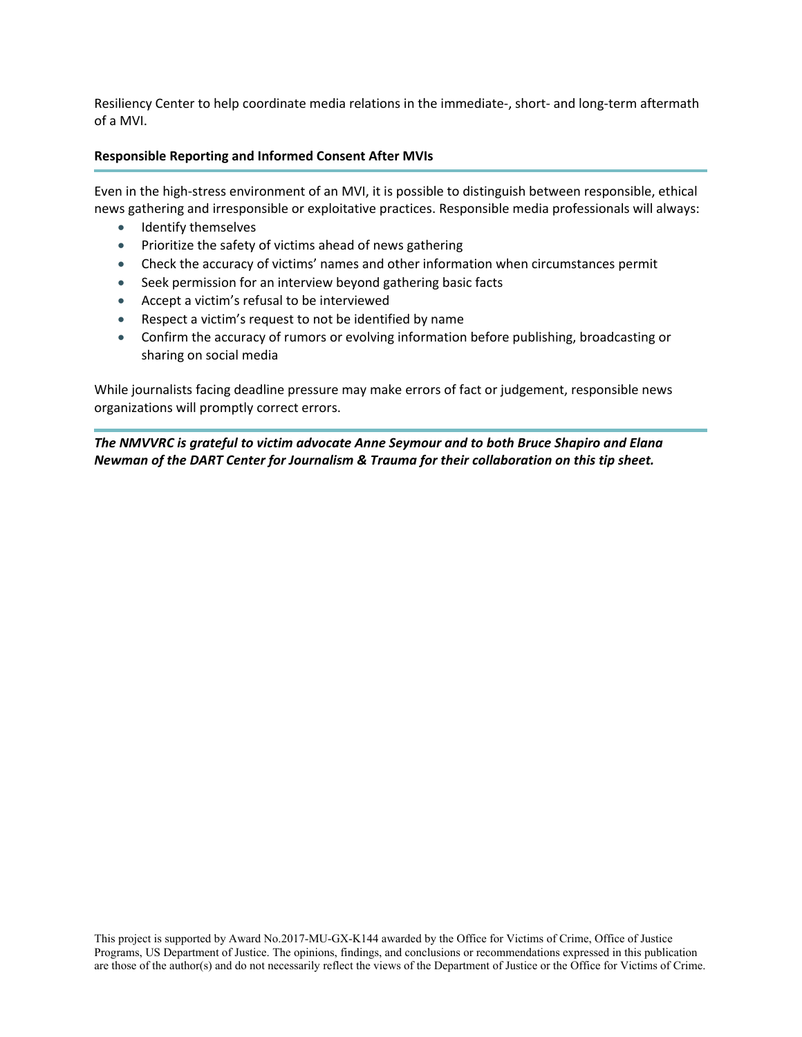Resiliency Center to help coordinate media relations in the immediate-, short- and long-term aftermath of a MVI.

**Responsible Reporting and Informed Consent After MVIs**

Even in the high-stress environment of an MVI, it is possible to distinguish between responsible, ethical news gathering and irresponsible or exploitative practices. Responsible media professionals will always:

- Identify themselves
- Prioritize the safety of victims ahead of news gathering
- Check the accuracy of victims' names and other information when circumstances permit
- Seek permission for an interview beyond gathering basic facts
- Accept a victim's refusal to be interviewed
- Respect a victim's request to not be identified by name
- Confirm the accuracy of rumors or evolving information before publishing, broadcasting or sharing on social media

While journalists facing deadline pressure may make errors of fact or judgement, responsible news organizations will promptly correct errors.

***The NMVVRC is grateful to victim advocate Anne Seymour and to both Bruce Shapiro and Elana Newman of the DART Center for Journalism & Trauma for their collaboration on this tip sheet.***

This project is supported by Award No.2017-MU-GX-K144 awarded by the Office for Victims of Crime, Office of Justice Programs, US Department of Justice. The opinions, findings, and conclusions or recommendations expressed in this publication are those of the author(s) and do not necessarily reflect the views of the Department of Justice or the Office for Victims of Crime.